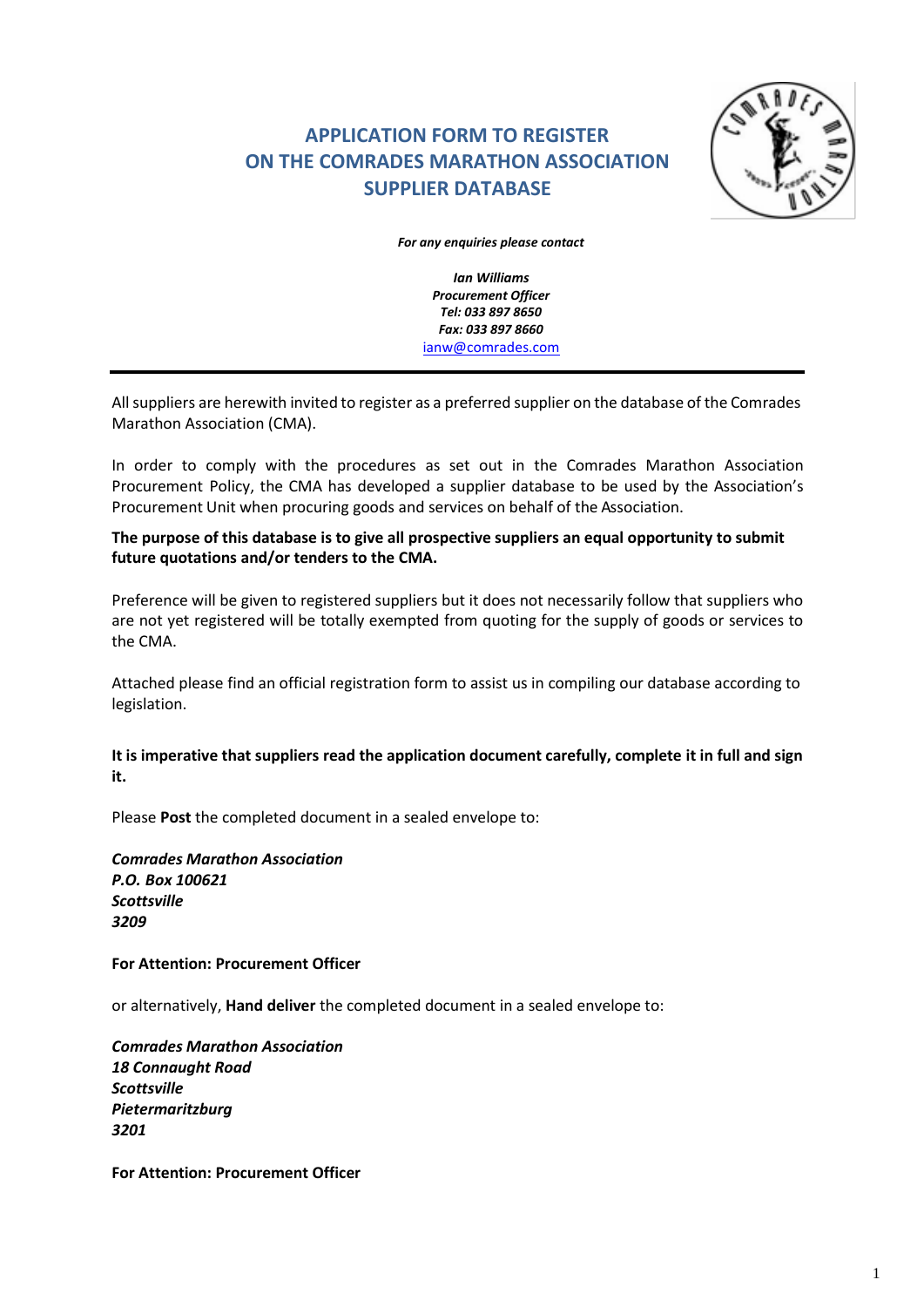# APPLICATION FORM TO REGISTER ON THE COMRADES MARATHON ASSOCIATION SUPPLIER DATABASE

***For any enquiries please contact***

***Ian Williams***
***Procurement Officer***
***Tel: 033 897 8650***
***Fax: 033 897 8660***
ianw@comrades.com

---

All suppliers are herewith invited to register as a preferred supplier on the database of the Comrades Marathon Association (CMA).

In order to comply with the procedures as set out in the Comrades Marathon Association Procurement Policy, the CMA has developed a supplier database to be used by the Association's Procurement Unit when procuring goods and services on behalf of the Association.

**The purpose of this database is to give all prospective suppliers an equal opportunity to submit future quotations and/or tenders to the CMA.**

Preference will be given to registered suppliers but it does not necessarily follow that suppliers who are not yet registered will be totally exempted from quoting for the supply of goods or services to the CMA.

Attached please find an official registration form to assist us in compiling our database according to legislation.

**It is imperative that suppliers read the application document carefully, complete it in full and sign it.**

Please **Post** the completed document in a sealed envelope to:

***Comrades Marathon Association***
***P.O. Box 100621***
***Scottsville***
***3209***

**For Attention: Procurement Officer**

or alternatively, **Hand deliver** the completed document in a sealed envelope to:

***Comrades Marathon Association***
***18 Connaught Road***
***Scottsville***
***Pietermaritzburg***
***3201***

**For Attention: Procurement Officer**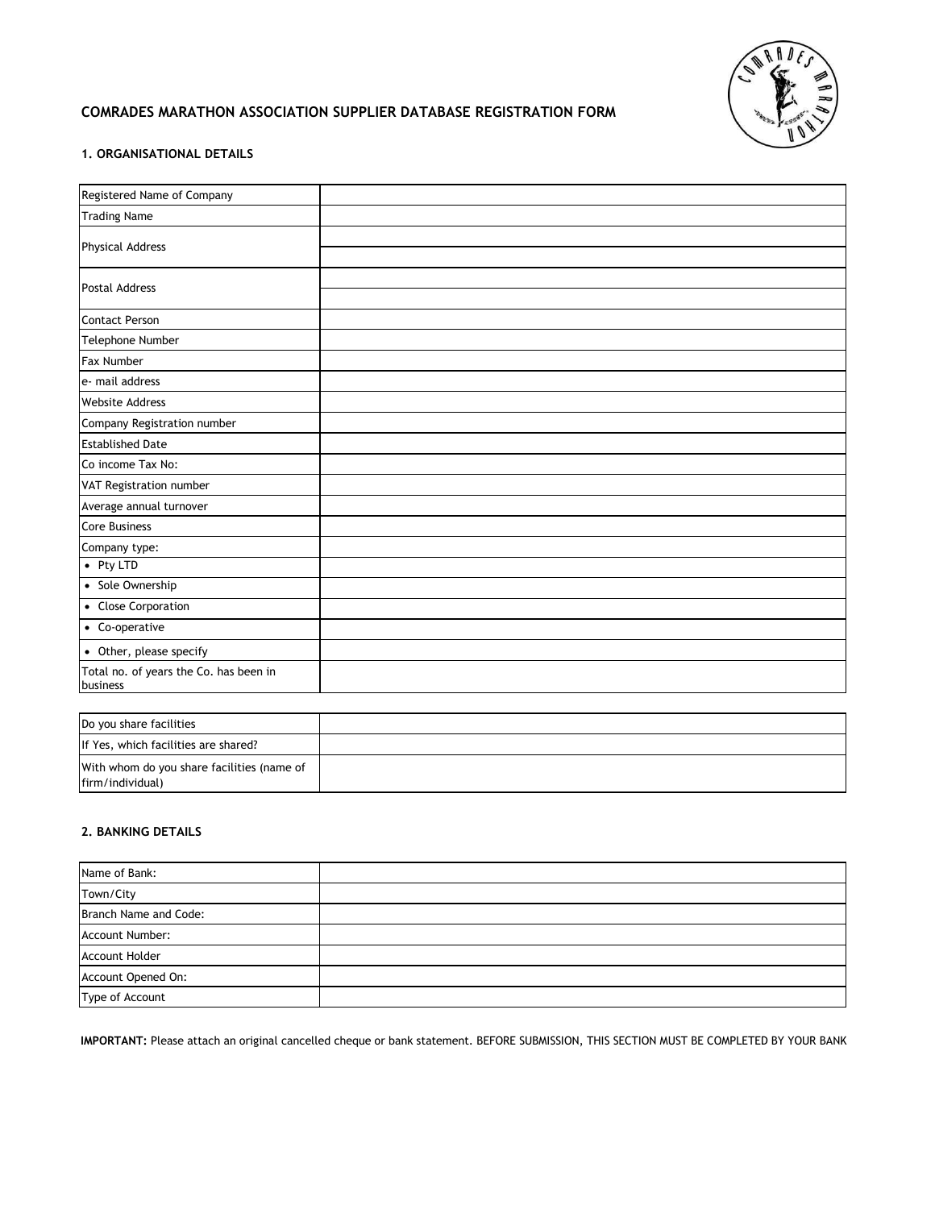# COMRADES MARATHON ASSOCIATION SUPPLIER DATABASE REGISTRATION FORM

## 1. ORGANISATIONAL DETAILS

| | |
|---|---|
| Registered Name of Company | |
| Trading Name | |
| Physical Address | |
| | |
| Postal Address | |
| | |
| Contact Person | |
| Telephone Number | |
| Fax Number | |
| e- mail address | |
| Website Address | |
| Company Registration number | |
| Established Date | |
| Co income Tax No: | |
| VAT Registration number | |
| Average annual turnover | |
| Core Business | |
| Company type: | |
| • Pty LTD | |
| • Sole Ownership | |
| • Close Corporation | |
| • Co-operative | |
| • Other, please specify | |
| Total no. of years the Co. has been in business | |

| | |
|---|---|
| Do you share facilities | |
| If Yes, which facilities are shared? | |
| With whom do you share facilities (name of firm/individual) | |

## 2. BANKING DETAILS

| | |
|---|---|
| Name of Bank: | |
| Town/City | |
| Branch Name and Code: | |
| Account Number: | |
| Account Holder | |
| Account Opened On: | |
| Type of Account | |

**IMPORTANT:** Please attach an original cancelled cheque or bank statement. BEFORE SUBMISSION, THIS SECTION MUST BE COMPLETED BY YOUR BANK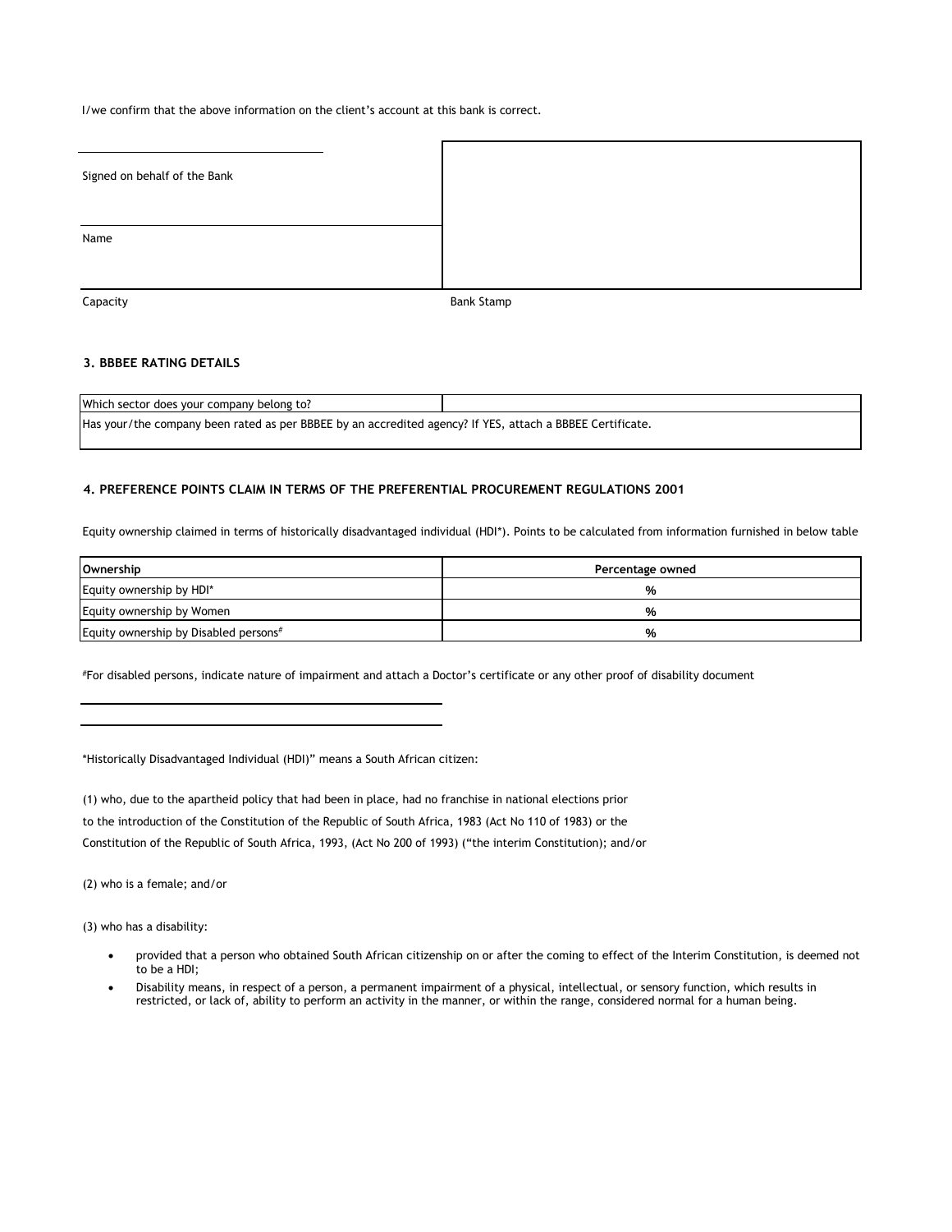I/we confirm that the above information on the client's account at this bank is correct.

_______________________________

Signed on behalf of the Bank

_______________________________

Name

_______________________________

Capacity

Bank Stamp

### 3. BBBEE RATING DETAILS

| Which sector does your company belong to? | |
|---|---|
| Has your/the company been rated as per BBBEE by an accredited agency? If YES, attach a BBBEE Certificate. | |

### 4. PREFERENCE POINTS CLAIM IN TERMS OF THE PREFERENTIAL PROCUREMENT REGULATIONS 2001

Equity ownership claimed in terms of historically disadvantaged individual (HDI*). Points to be calculated from information furnished in below table

| Ownership | Percentage owned |
|---|---|
| Equity ownership by HDI* | % |
| Equity ownership by Women | % |
| Equity ownership by Disabled persons[#] | % |

[#]For disabled persons, indicate nature of impairment and attach a Doctor's certificate or any other proof of disability document

_______________________________

_______________________________

*Historically Disadvantaged Individual (HDI)" means a South African citizen:

(1) who, due to the apartheid policy that had been in place, had no franchise in national elections prior to the introduction of the Constitution of the Republic of South Africa, 1983 (Act No 110 of 1983) or the Constitution of the Republic of South Africa, 1993, (Act No 200 of 1993) ("the interim Constitution); and/or

(2) who is a female; and/or

(3) who has a disability:

- provided that a person who obtained South African citizenship on or after the coming to effect of the Interim Constitution, is deemed not to be a HDI;
- Disability means, in respect of a person, a permanent impairment of a physical, intellectual, or sensory function, which results in restricted, or lack of, ability to perform an activity in the manner, or within the range, considered normal for a human being.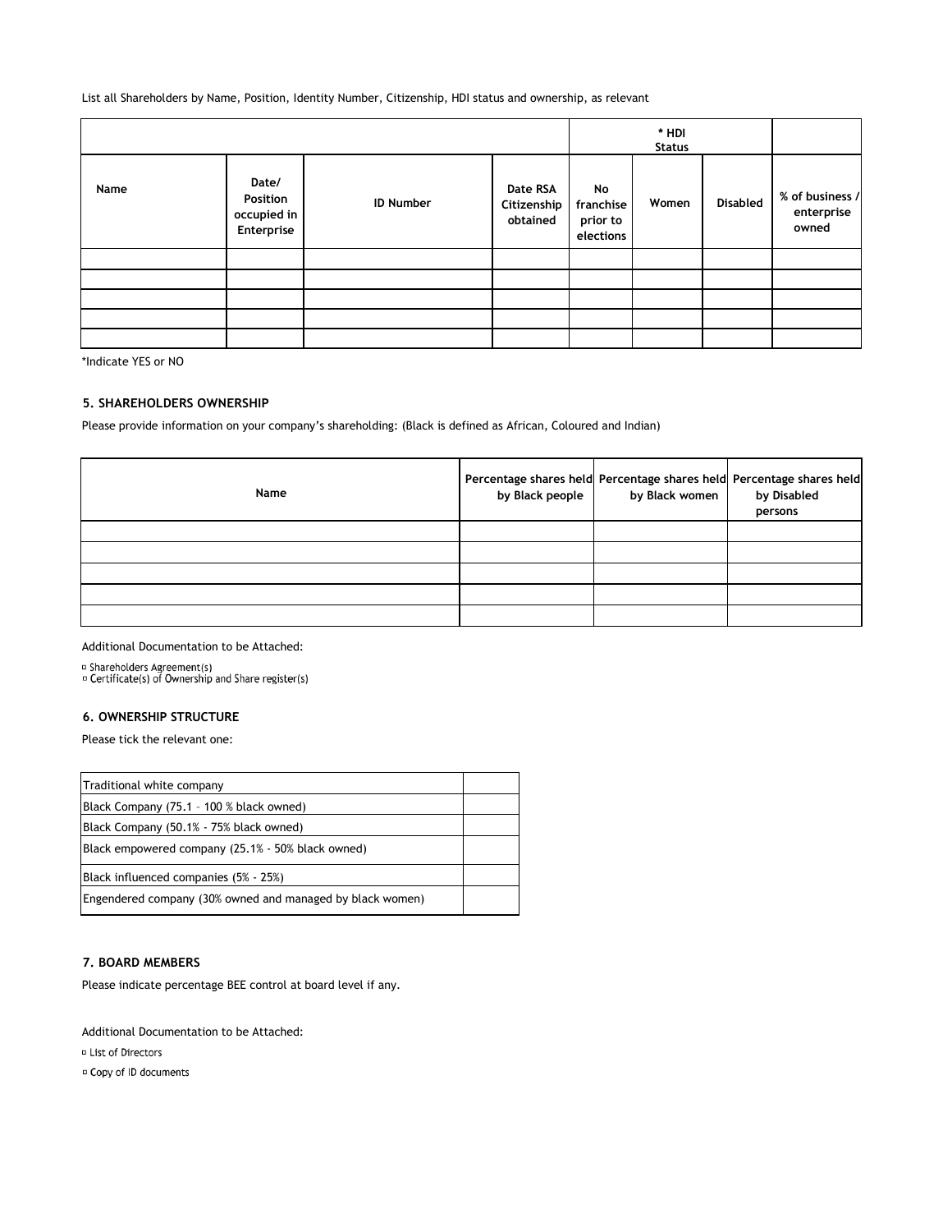List all Shareholders by Name, Position, Identity Number, Citizenship, HDI status and ownership, as relevant

| | | | | * HDI Status | | | |
|---|---|---|---|---|---|---|---|
| Name | Date/ Position occupied in Enterprise | ID Number | Date RSA Citizenship obtained | No franchise prior to elections | Women | Disabled | % of business / enterprise owned |
| | | | | | | | |
| | | | | | | | |
| | | | | | | | |
| | | | | | | | |
| | | | | | | | |

*Indicate YES or NO

### 5. SHAREHOLDERS OWNERSHIP

Please provide information on your company's shareholding: (Black is defined as African, Coloured and Indian)

| Name | Percentage shares held by Black people | Percentage shares held by Black women | Percentage shares held by Disabled persons |
|---|---|---|---|
| | | | |
| | | | |
| | | | |
| | | | |
| | | | |

Additional Documentation to be Attached:

- Shareholders Agreement(s)
- Certificate(s) of Ownership and Share register(s)

### 6. OWNERSHIP STRUCTURE

Please tick the relevant one:

| | |
|---|---|
| Traditional white company | |
| Black Company (75.1 – 100 % black owned) | |
| Black Company (50.1% - 75% black owned) | |
| Black empowered company (25.1% - 50% black owned) | |
| Black influenced companies (5% - 25%) | |
| Engendered company (30% owned and managed by black women) | |

### 7. BOARD MEMBERS

Please indicate percentage BEE control at board level if any.

Additional Documentation to be Attached:

- List of Directors
- Copy of ID documents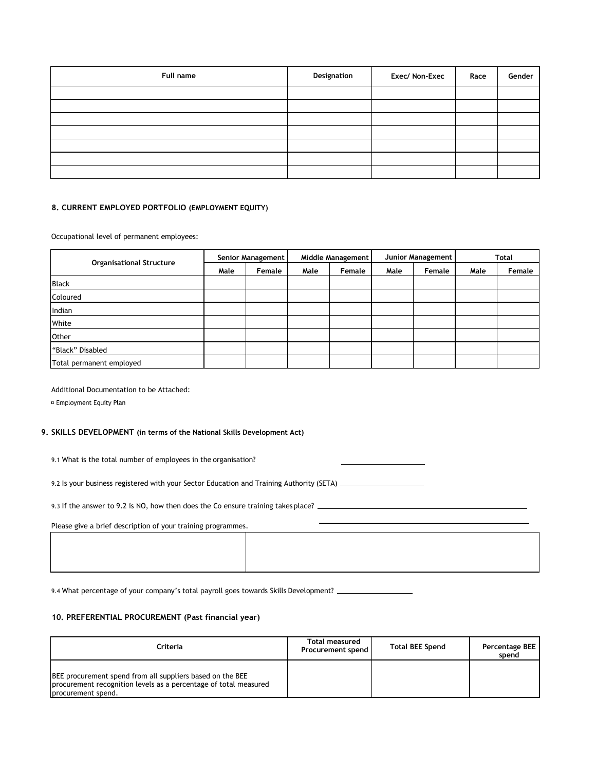| Full name | Designation | Exec/ Non-Exec | Race | Gender |
|---|---|---|---|---|
| | | | | |
| | | | | |
| | | | | |
| | | | | |
| | | | | |
| | | | | |
| | | | | |

### 8. CURRENT EMPLOYED PORTFOLIO (EMPLOYMENT EQUITY)

Occupational level of permanent employees:

| Organisational Structure | Senior Management | | Middle Management | | Junior Management | | Total | |
|---|---|---|---|---|---|---|---|---|
| | Male | Female | Male | Female | Male | Female | Male | Female |
| Black | | | | | | | | |
| Coloured | | | | | | | | |
| Indian | | | | | | | | |
| White | | | | | | | | |
| Other | | | | | | | | |
| "Black" Disabled | | | | | | | | |
| Total permanent employed | | | | | | | | |

Additional Documentation to be Attached:

- Employment Equity Plan

### 9. SKILLS DEVELOPMENT (in terms of the National Skills Development Act)

9.1 What is the total number of employees in the organisation? ____________________

9.2 Is your business registered with your Sector Education and Training Authority (SETA) ____________________

9.3 If the answer to 9.2 is NO, how then does the Co ensure training takes place? ____________________

Please give a brief description of your training programmes.

| | |
|---|---|
| | |

9.4 What percentage of your company's total payroll goes towards Skills Development? ____________________

### 10. PREFERENTIAL PROCUREMENT (Past financial year)

| Criteria | Total measured Procurement spend | Total BEE Spend | Percentage BEE spend |
|---|---|---|---|
| BEE procurement spend from all suppliers based on the BEE procurement recognition levels as a percentage of total measured procurement spend. | | | |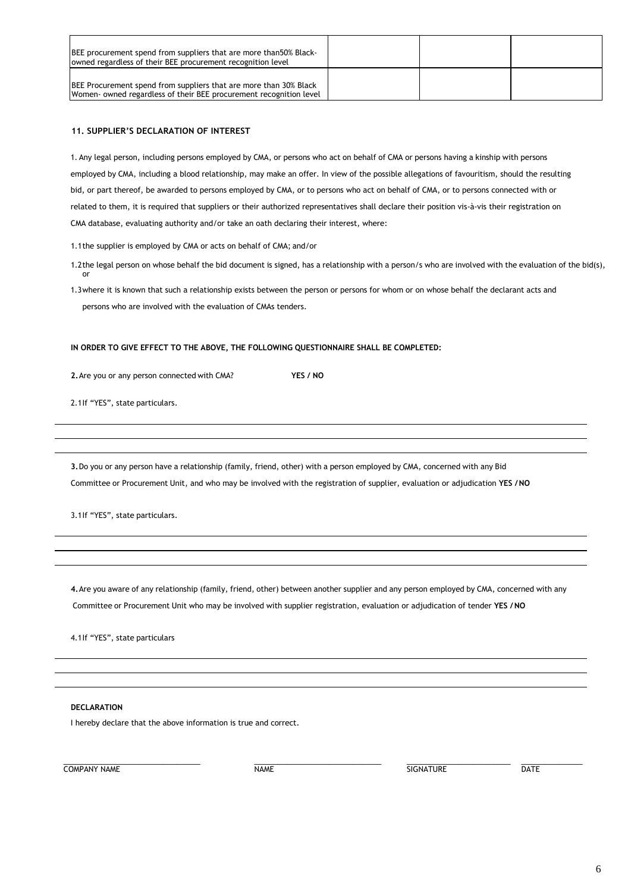| | | | |
|---|---|---|---|
| BEE procurement spend from suppliers that are more than50% Black-owned regardless of their BEE procurement recognition level | | | |
| BEE Procurement spend from suppliers that are more than 30% Black Women- owned regardless of their BEE procurement recognition level | | | |

### 11. SUPPLIER'S DECLARATION OF INTEREST

1. Any legal person, including persons employed by CMA, or persons who act on behalf of CMA or persons having a kinship with persons employed by CMA, including a blood relationship, may make an offer. In view of the possible allegations of favouritism, should the resulting bid, or part thereof, be awarded to persons employed by CMA, or to persons who act on behalf of CMA, or to persons connected with or related to them, it is required that suppliers or their authorized representatives shall declare their position vis-à-vis their registration on CMA database, evaluating authority and/or take an oath declaring their interest, where:

1.1 the supplier is employed by CMA or acts on behalf of CMA; and/or

1.2 the legal person on whose behalf the bid document is signed, has a relationship with a person/s who are involved with the evaluation of the bid(s), or

1.3 where it is known that such a relationship exists between the person or persons for whom or on whose behalf the declarant acts and persons who are involved with the evaluation of CMAs tenders.

**IN ORDER TO GIVE EFFECT TO THE ABOVE, THE FOLLOWING QUESTIONNAIRE SHALL BE COMPLETED:**

**2.** Are you or any person connected with CMA? **YES / NO**

2.1 If "YES", state particulars.

______________________________________________________________________

______________________________________________________________________

______________________________________________________________________

**3.** Do you or any person have a relationship (family, friend, other) with a person employed by CMA, concerned with any Bid Committee or Procurement Unit, and who may be involved with the registration of supplier, evaluation or adjudication **YES / NO**

3.1 If "YES", state particulars.

______________________________________________________________________

______________________________________________________________________

______________________________________________________________________

**4.** Are you aware of any relationship (family, friend, other) between another supplier and any person employed by CMA, concerned with any Committee or Procurement Unit who may be involved with supplier registration, evaluation or adjudication of tender **YES / NO**

4.1 If "YES", state particulars

______________________________________________________________________

______________________________________________________________________

______________________________________________________________________

**DECLARATION**

I hereby declare that the above information is true and correct.

| ______________________ | ______________________ | ______________________ | ______________________ |
|---|---|---|---|
| COMPANY NAME | NAME | SIGNATURE | DATE |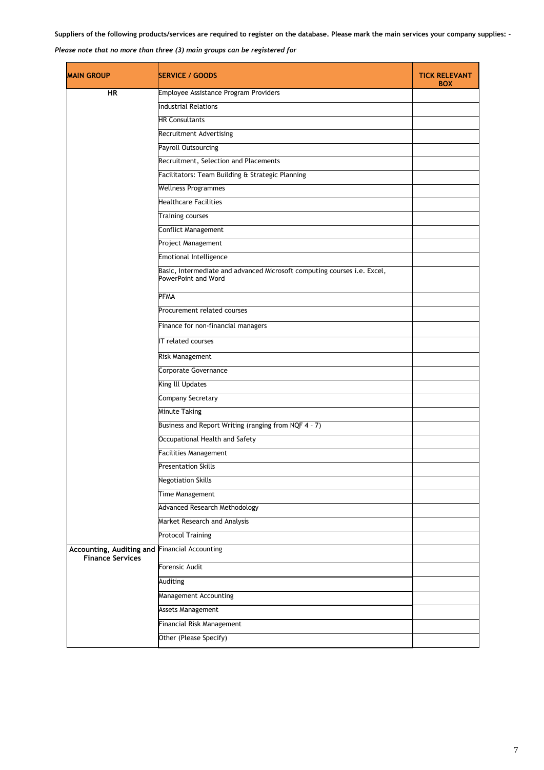**Suppliers of the following products/services are required to register on the database. Please mark the main services your company supplies: -**

*Please note that no more than three (3) main groups can be registered for*

| MAIN GROUP | SERVICE / GOODS | TICK RELEVANT BOX |
|---|---|---|
| **HR** | Employee Assistance Program Providers | |
| | Industrial Relations | |
| | HR Consultants | |
| | Recruitment Advertising | |
| | Payroll Outsourcing | |
| | Recruitment, Selection and Placements | |
| | Facilitators: Team Building & Strategic Planning | |
| | Wellness Programmes | |
| | Healthcare Facilities | |
| | Training courses | |
| | Conflict Management | |
| | Project Management | |
| | Emotional Intelligence | |
| | Basic, Intermediate and advanced Microsoft computing courses i.e. Excel, PowerPoint and Word | |
| | PFMA | |
| | Procurement related courses | |
| | Finance for non-financial managers | |
| | IT related courses | |
| | Risk Management | |
| | Corporate Governance | |
| | King lll Updates | |
| | Company Secretary | |
| | Minute Taking | |
| | Business and Report Writing (ranging from NQF 4 – 7) | |
| | Occupational Health and Safety | |
| | Facilities Management | |
| | Presentation Skills | |
| | Negotiation Skills | |
| | Time Management | |
| | Advanced Research Methodology | |
| | Market Research and Analysis | |
| | Protocol Training | |
| **Accounting, Auditing and Finance Services** | Financial Accounting | |
| | Forensic Audit | |
| | Auditing | |
| | Management Accounting | |
| | Assets Management | |
| | Financial Risk Management | |
| | Other (Please Specify) | |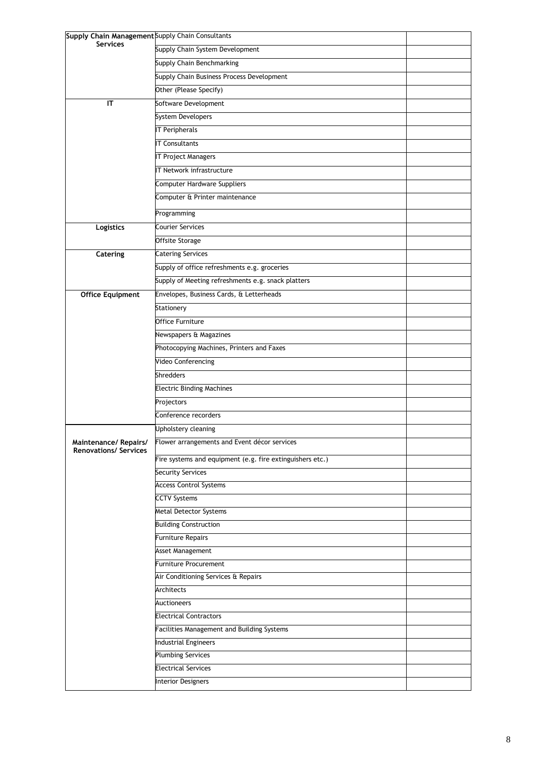| Supply Chain Management Services | Supply Chain Consultants | |
|---|---|---|
| | Supply Chain System Development | |
| | Supply Chain Benchmarking | |
| | Supply Chain Business Process Development | |
| | Other (Please Specify) | |
| **IT** | Software Development | |
| | System Developers | |
| | IT Peripherals | |
| | IT Consultants | |
| | IT Project Managers | |
| | IT Network infrastructure | |
| | Computer Hardware Suppliers | |
| | Computer & Printer maintenance | |
| | Programming | |
| **Logistics** | Courier Services | |
| | Offsite Storage | |
| **Catering** | Catering Services | |
| | Supply of office refreshments e.g. groceries | |
| | Supply of Meeting refreshments e.g. snack platters | |
| **Office Equipment** | Envelopes, Business Cards, & Letterheads | |
| | Stationery | |
| | Office Furniture | |
| | Newspapers & Magazines | |
| | Photocopying Machines, Printers and Faxes | |
| | Video Conferencing | |
| | Shredders | |
| | Electric Binding Machines | |
| | Projectors | |
| | Conference recorders | |
| **Maintenance/ Repairs/ Renovations/ Services** | Upholstery cleaning | |
| | Flower arrangements and Event décor services | |
| | Fire systems and equipment (e.g. fire extinguishers etc.) | |
| | Security Services | |
| | Access Control Systems | |
| | CCTV Systems | |
| | Metal Detector Systems | |
| | Building Construction | |
| | Furniture Repairs | |
| | Asset Management | |
| | Furniture Procurement | |
| | Air Conditioning Services & Repairs | |
| | Architects | |
| | Auctioneers | |
| | Electrical Contractors | |
| | Facilities Management and Building Systems | |
| | Industrial Engineers | |
| | Plumbing Services | |
| | Electrical Services | |
| | Interior Designers | |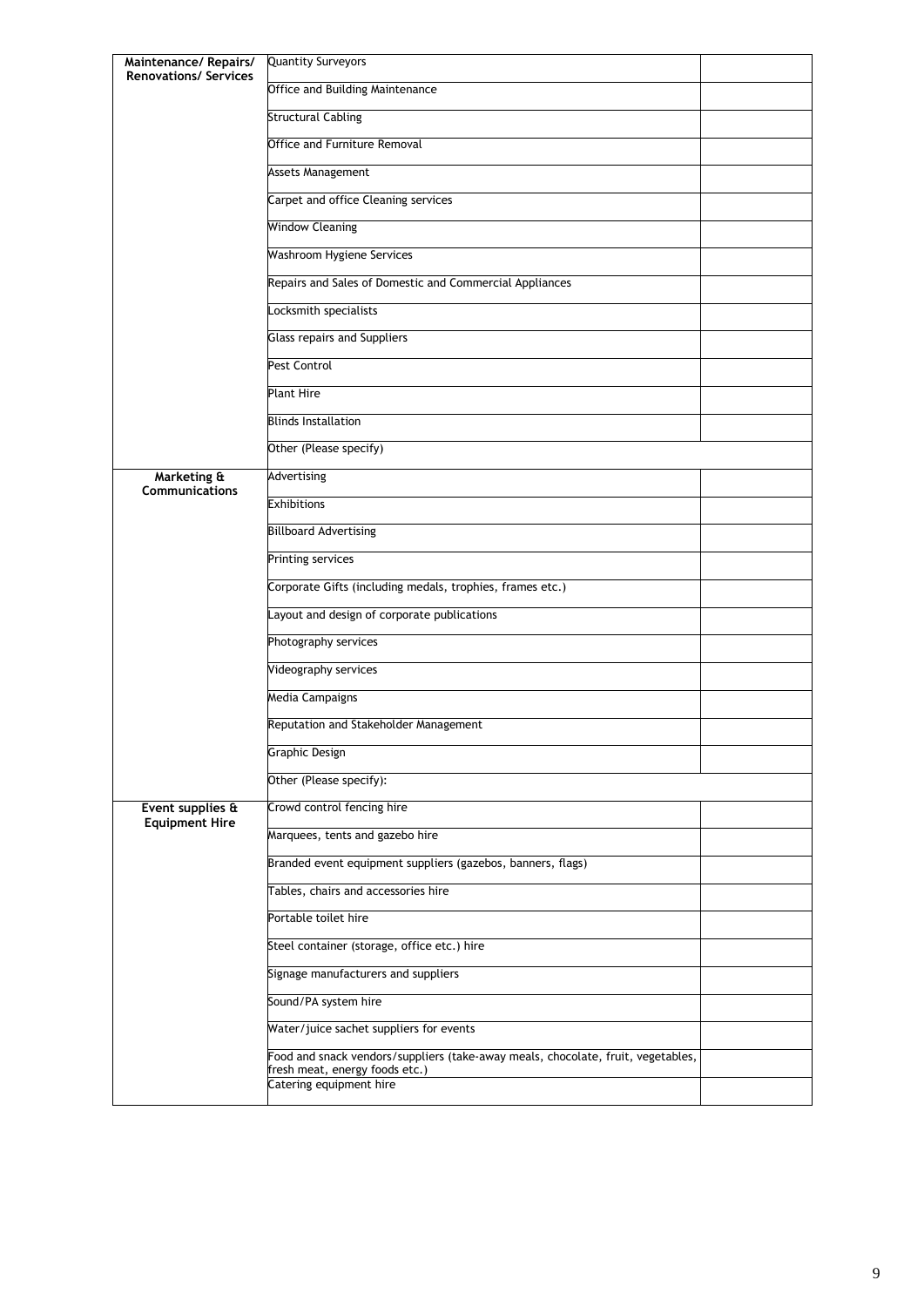| | | |
|---|---|---|
| **Maintenance/ Repairs/ Renovations/ Services** | Quantity Surveyors | |
| | Office and Building Maintenance | |
| | Structural Cabling | |
| | Office and Furniture Removal | |
| | Assets Management | |
| | Carpet and office Cleaning services | |
| | Window Cleaning | |
| | Washroom Hygiene Services | |
| | Repairs and Sales of Domestic and Commercial Appliances | |
| | Locksmith specialists | |
| | Glass repairs and Suppliers | |
| | Pest Control | |
| | Plant Hire | |
| | Blinds Installation | |
| | Other (Please specify) | |
| **Marketing & Communications** | Advertising | |
| | Exhibitions | |
| | Billboard Advertising | |
| | Printing services | |
| | Corporate Gifts (including medals, trophies, frames etc.) | |
| | Layout and design of corporate publications | |
| | Photography services | |
| | Videography services | |
| | Media Campaigns | |
| | Reputation and Stakeholder Management | |
| | Graphic Design | |
| | Other (Please specify): | |
| **Event supplies & Equipment Hire** | Crowd control fencing hire | |
| | Marquees, tents and gazebo hire | |
| | Branded event equipment suppliers (gazebos, banners, flags) | |
| | Tables, chairs and accessories hire | |
| | Portable toilet hire | |
| | Steel container (storage, office etc.) hire | |
| | Signage manufacturers and suppliers | |
| | Sound/PA system hire | |
| | Water/juice sachet suppliers for events | |
| | Food and snack vendors/suppliers (take-away meals, chocolate, fruit, vegetables, fresh meat, energy foods etc.) | |
| | Catering equipment hire | |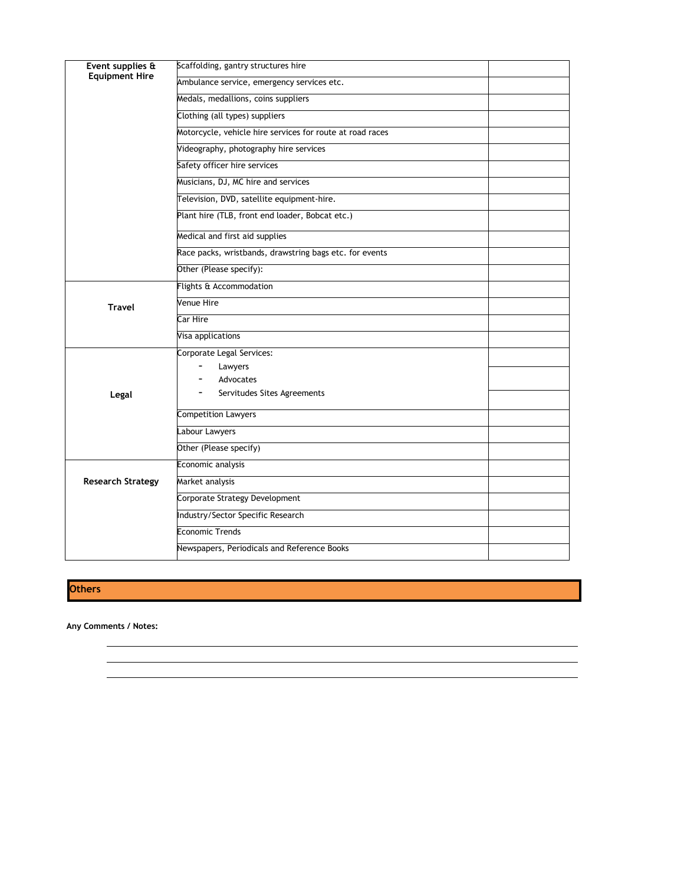| | | |
|---|---|---|
| **Event supplies & Equipment Hire** | Scaffolding, gantry structures hire | |
| | Ambulance service, emergency services etc. | |
| | Medals, medallions, coins suppliers | |
| | Clothing (all types) suppliers | |
| | Motorcycle, vehicle hire services for route at road races | |
| | Videography, photography hire services | |
| | Safety officer hire services | |
| | Musicians, DJ, MC hire and services | |
| | Television, DVD, satellite equipment-hire. | |
| | Plant hire (TLB, front end loader, Bobcat etc.) | |
| | Medical and first aid supplies | |
| | Race packs, wristbands, drawstring bags etc. for events | |
| | Other (Please specify): | |
| **Travel** | Flights & Accommodation | |
| | Venue Hire | |
| | Car Hire | |
| | Visa applications | |
| **Legal** | Corporate Legal Services:<br>- Lawyers<br>- Advocates<br>- Servitudes Sites Agreements | |
| | Competition Lawyers | |
| | Labour Lawyers | |
| | Other (Please specify) | |
| **Research Strategy** | Economic analysis | |
| | Market analysis | |
| | Corporate Strategy Development | |
| | Industry/Sector Specific Research | |
| | Economic Trends | |
| | Newspapers, Periodicals and Reference Books | |

## Others

**Any Comments / Notes:**

\_\_\_\_\_\_\_\_\_\_\_\_\_\_\_\_\_\_\_\_\_\_\_\_\_\_\_\_\_\_\_\_\_\_\_\_\_\_\_\_\_\_\_\_\_\_\_\_\_\_\_\_\_\_\_\_\_\_\_\_\_\_\_\_\_\_\_\_\_\_\_\_\_\_\_\_

\_\_\_\_\_\_\_\_\_\_\_\_\_\_\_\_\_\_\_\_\_\_\_\_\_\_\_\_\_\_\_\_\_\_\_\_\_\_\_\_\_\_\_\_\_\_\_\_\_\_\_\_\_\_\_\_\_\_\_\_\_\_\_\_\_\_\_\_\_\_\_\_\_\_\_\_

\_\_\_\_\_\_\_\_\_\_\_\_\_\_\_\_\_\_\_\_\_\_\_\_\_\_\_\_\_\_\_\_\_\_\_\_\_\_\_\_\_\_\_\_\_\_\_\_\_\_\_\_\_\_\_\_\_\_\_\_\_\_\_\_\_\_\_\_\_\_\_\_\_\_\_\_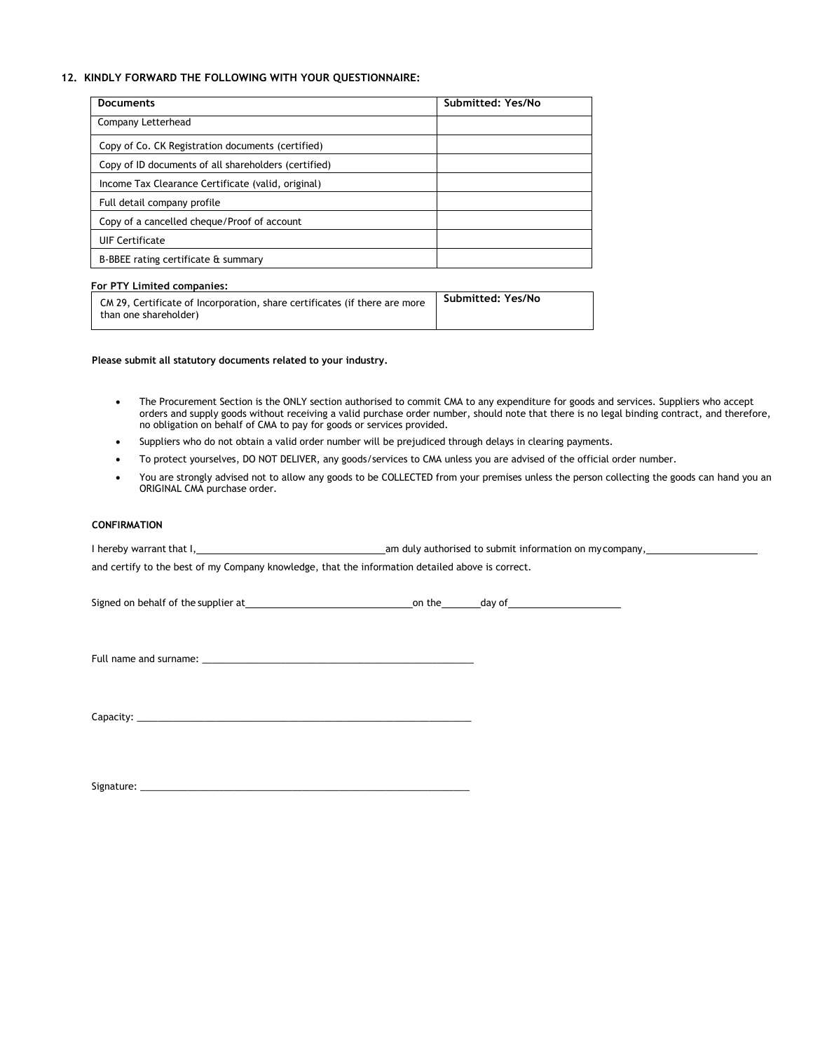## 12. KINDLY FORWARD THE FOLLOWING WITH YOUR QUESTIONNAIRE:

| Documents | Submitted: Yes/No |
|---|---|
| Company Letterhead | |
| Copy of Co. CK Registration documents (certified) | |
| Copy of ID documents of all shareholders (certified) | |
| Income Tax Clearance Certificate (valid, original) | |
| Full detail company profile | |
| Copy of a cancelled cheque/Proof of account | |
| UIF Certificate | |
| B-BBEE rating certificate & summary | |

**For PTY Limited companies:**

| CM 29, Certificate of Incorporation, share certificates (if there are more than one shareholder) | Submitted: Yes/No |
|---|---|

**Please submit all statutory documents related to your industry.**

- The Procurement Section is the ONLY section authorised to commit CMA to any expenditure for goods and services. Suppliers who accept orders and supply goods without receiving a valid purchase order number, should note that there is no legal binding contract, and therefore, no obligation on behalf of CMA to pay for goods or services provided.
- Suppliers who do not obtain a valid order number will be prejudiced through delays in clearing payments.
- To protect yourselves, DO NOT DELIVER, any goods/services to CMA unless you are advised of the official order number.
- You are strongly advised not to allow any goods to be COLLECTED from your premises unless the person collecting the goods can hand you an ORIGINAL CMA purchase order.

**CONFIRMATION**

I hereby warrant that I, \_\_\_\_\_\_\_\_\_\_\_\_\_\_\_\_\_\_\_\_\_\_\_\_\_\_\_\_\_\_\_\_\_\_ am duly authorised to submit information on my company, \_\_\_\_\_\_\_\_\_\_\_\_\_\_\_\_\_\_\_\_ and certify to the best of my Company knowledge, that the information detailed above is correct.

Signed on behalf of the supplier at \_\_\_\_\_\_\_\_\_\_\_\_\_\_\_\_\_\_\_\_\_\_\_\_\_\_\_\_\_\_ on the \_\_\_\_\_\_\_ day of \_\_\_\_\_\_\_\_\_\_\_\_\_\_\_\_\_\_\_\_

Full name and surname: \_\_\_\_\_\_\_\_\_\_\_\_\_\_\_\_\_\_\_\_\_\_\_\_\_\_\_\_\_\_\_\_\_\_\_\_\_\_\_\_\_\_\_\_\_\_\_\_\_\_

Capacity: \_\_\_\_\_\_\_\_\_\_\_\_\_\_\_\_\_\_\_\_\_\_\_\_\_\_\_\_\_\_\_\_\_\_\_\_\_\_\_\_\_\_\_\_\_\_\_\_\_\_\_\_\_\_\_\_\_\_\_\_\_\_

Signature: \_\_\_\_\_\_\_\_\_\_\_\_\_\_\_\_\_\_\_\_\_\_\_\_\_\_\_\_\_\_\_\_\_\_\_\_\_\_\_\_\_\_\_\_\_\_\_\_\_\_\_\_\_\_\_\_\_\_\_\_\_